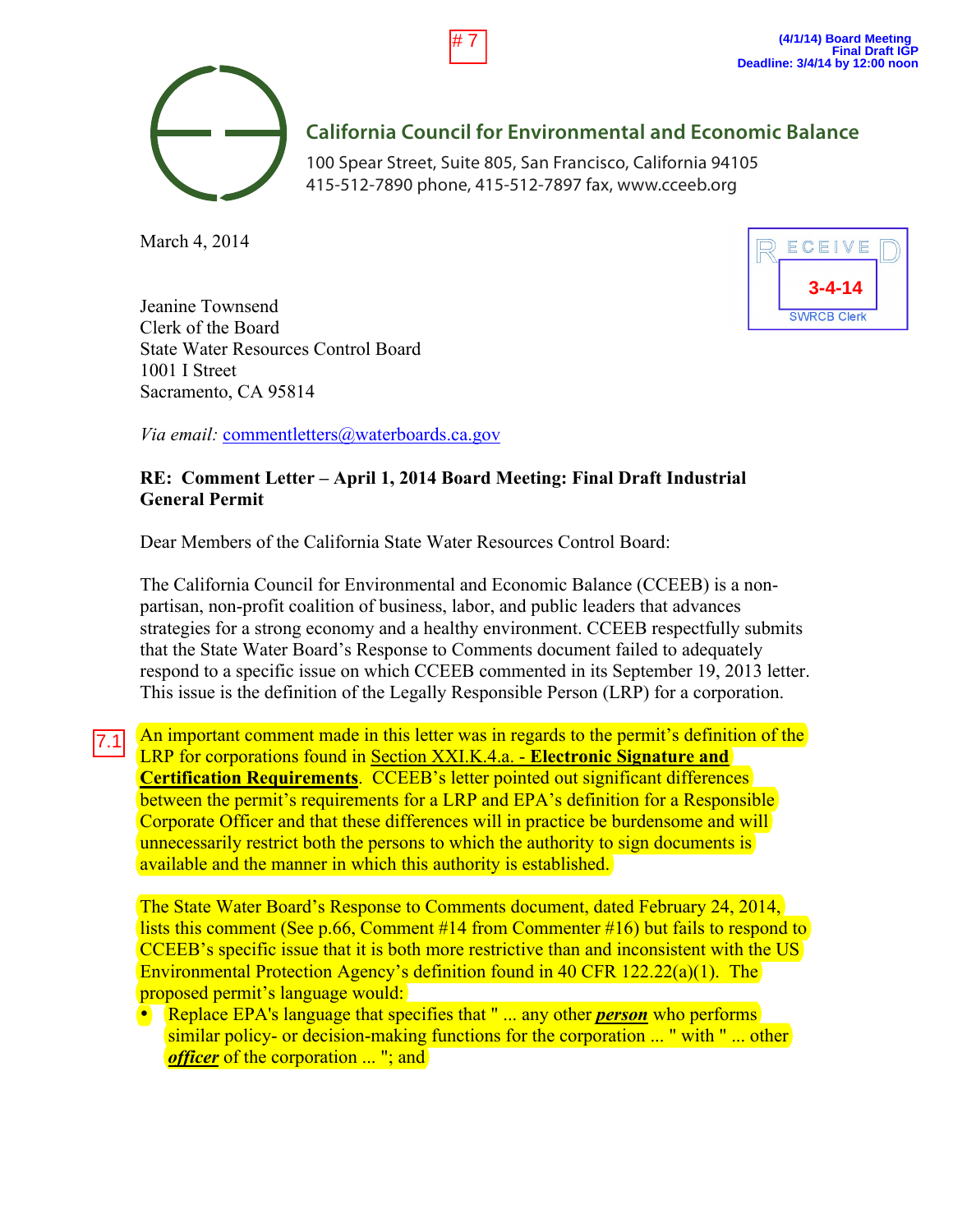\# 7

(4/1/14) Board Meeting
Final Draft IGP
Deadline: 3/4/14 by 12:00 noon

**California Council for Environmental and Economic Balance**

100 Spear Street, Suite 805, San Francisco, California 94105
415-512-7890 phone, 415-512-7897 fax, www.cceeb.org

RECEIVED
3-4-14
SWRCB Clerk

March 4, 2014

Jeanine Townsend
Clerk of the Board
State Water Resources Control Board
1001 I Street
Sacramento, CA 95814

*Via email:* commentletters@waterboards.ca.gov

**RE: Comment Letter – April 1, 2014 Board Meeting: Final Draft Industrial General Permit**

Dear Members of the California State Water Resources Control Board:

The California Council for Environmental and Economic Balance (CCEEB) is a non-partisan, non-profit coalition of business, labor, and public leaders that advances strategies for a strong economy and a healthy environment. CCEEB respectfully submits that the State Water Board's Response to Comments document failed to adequately respond to a specific issue on which CCEEB commented in its September 19, 2013 letter. This issue is the definition of the Legally Responsible Person (LRP) for a corporation.

7.1 An important comment made in this letter was in regards to the permit's definition of the LRP for corporations found in Section XXI.K.4.a. - **Electronic Signature and Certification Requirements**. CCEEB's letter pointed out significant differences between the permit's requirements for a LRP and EPA's definition for a Responsible Corporate Officer and that these differences will in practice be burdensome and will unnecessarily restrict both the persons to which the authority to sign documents is available and the manner in which this authority is established.

The State Water Board's Response to Comments document, dated February 24, 2014, lists this comment (See p.66, Comment #14 from Commenter #16) but fails to respond to CCEEB's specific issue that it is both more restrictive than and inconsistent with the US Environmental Protection Agency's definition found in 40 CFR 122.22(a)(1). The proposed permit's language would:

- Replace EPA's language that specifies that " ... any other ***person*** who performs similar policy- or decision-making functions for the corporation ... " with " ... other ***officer*** of the corporation ... "; and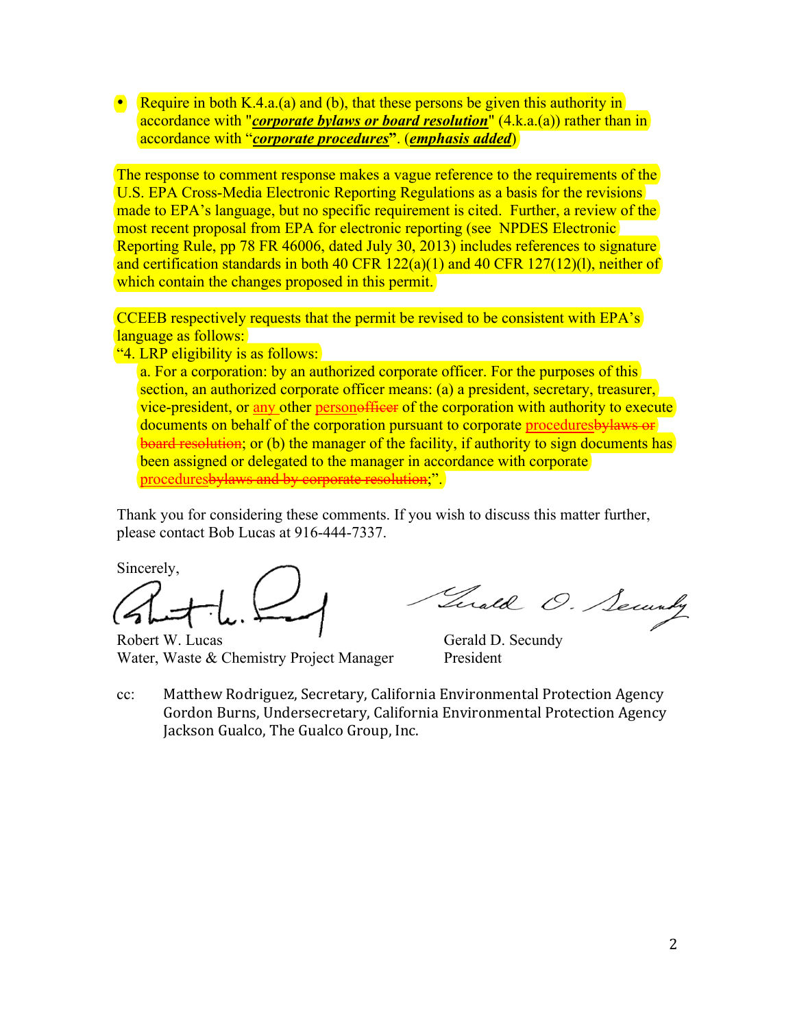- Require in both K.4.a.(a) and (b), that these persons be given this authority in accordance with "***corporate bylaws or board resolution***" (4.k.a.(a)) rather than in accordance with "***corporate procedures***". (***emphasis added***)

The response to comment response makes a vague reference to the requirements of the U.S. EPA Cross-Media Electronic Reporting Regulations as a basis for the revisions made to EPA's language, but no specific requirement is cited. Further, a review of the most recent proposal from EPA for electronic reporting (see NPDES Electronic Reporting Rule, pp 78 FR 46006, dated July 30, 2013) includes references to signature and certification standards in both 40 CFR 122(a)(1) and 40 CFR 127(12)(l), neither of which contain the changes proposed in this permit.

CCEEB respectively requests that the permit be revised to be consistent with EPA's language as follows:

"4. LRP eligibility is as follows:

> a. For a corporation: by an authorized corporate officer. For the purposes of this section, an authorized corporate officer means: (a) a president, secretary, treasurer, vice-president, or <u>any</u> other <u>person</u>~~officer~~ of the corporation with authority to execute documents on behalf of the corporation pursuant to corporate <u>procedures</u>~~bylaws or board resolution~~; or (b) the manager of the facility, if authority to sign documents has been assigned or delegated to the manager in accordance with corporate <u>procedures</u>~~bylaws and by corporate resolution~~;".

Thank you for considering these comments. If you wish to discuss this matter further, please contact Bob Lucas at 916-444-7337.

Sincerely,

Robert W. Lucas
Water, Waste & Chemistry Project Manager

Gerald D. Secundy
President

cc: Matthew Rodriguez, Secretary, California Environmental Protection Agency
Gordon Burns, Undersecretary, California Environmental Protection Agency
Jackson Gualco, The Gualco Group, Inc.